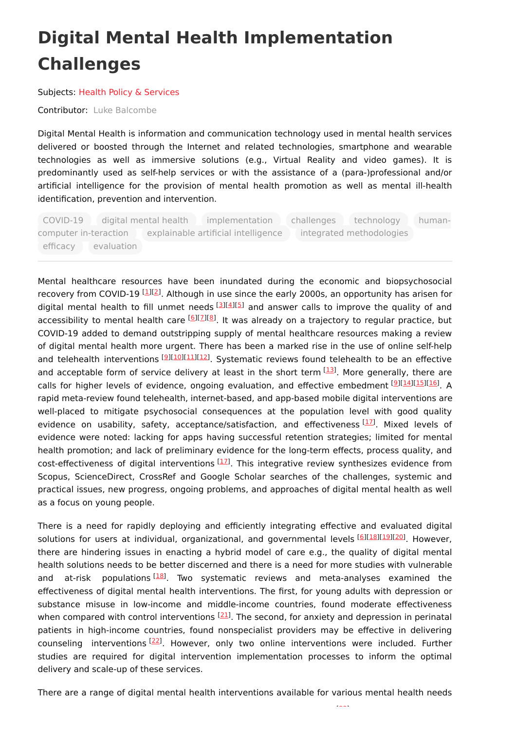# Digital Mental Health Implementation Challenges

Subjects: Health Policy & Services

Contributor: Luke Balcombe

Digital Mental Health is information and communication technology used in mental health services delivered or boosted through the Internet and related technologies, smartphone and wearable technologies as well as immersive solutions (e.g., Virtual Reality and video games). It is predominantly used as self-help services or with the assistance of a (para-)professional and/or artificial intelligence for the provision of mental health promotion as well as mental ill-health identification, prevention and intervention.

COVID-19 digital mental health implementation challenges technology human-computer in-teraction explainable artificial intelligence integrated methodologies efficacy evaluation

---

Mental healthcare resources have been inundated during the economic and biopsychosocial recovery from COVID-19 [1][2]. Although in use since the early 2000s, an opportunity has arisen for digital mental health to fill unmet needs [3][4][5] and answer calls to improve the quality of and accessibility to mental health care [6][7][8]. It was already on a trajectory to regular practice, but COVID-19 added to demand outstripping supply of mental healthcare resources making a review of digital mental health more urgent. There has been a marked rise in the use of online self-help and telehealth interventions [9][10][11][12]. Systematic reviews found telehealth to be an effective and acceptable form of service delivery at least in the short term [13]. More generally, there are calls for higher levels of evidence, ongoing evaluation, and effective embedment [9][14][15][16]. A rapid meta-review found telehealth, internet-based, and app-based mobile digital interventions are well-placed to mitigate psychosocial consequences at the population level with good quality evidence on usability, safety, acceptance/satisfaction, and effectiveness [17]. Mixed levels of evidence were noted: lacking for apps having successful retention strategies; limited for mental health promotion; and lack of preliminary evidence for the long-term effects, process quality, and cost-effectiveness of digital interventions [17]. This integrative review synthesizes evidence from Scopus, ScienceDirect, CrossRef and Google Scholar searches of the challenges, systemic and practical issues, new progress, ongoing problems, and approaches of digital mental health as well as a focus on young people.

There is a need for rapidly deploying and efficiently integrating effective and evaluated digital solutions for users at individual, organizational, and governmental levels [6][18][19][20]. However, there are hindering issues in enacting a hybrid model of care e.g., the quality of digital mental health solutions needs to be better discerned and there is a need for more studies with vulnerable and at-risk populations [18]. Two systematic reviews and meta-analyses examined the effectiveness of digital mental health interventions. The first, for young adults with depression or substance misuse in low-income and middle-income countries, found moderate effectiveness when compared with control interventions [21]. The second, for anxiety and depression in perinatal patients in high-income countries, found nonspecialist providers may be effective in delivering counseling interventions [22]. However, only two online interventions were included. Further studies are required for digital intervention implementation processes to inform the optimal delivery and scale-up of these services.

There are a range of digital mental health interventions available for various mental health needs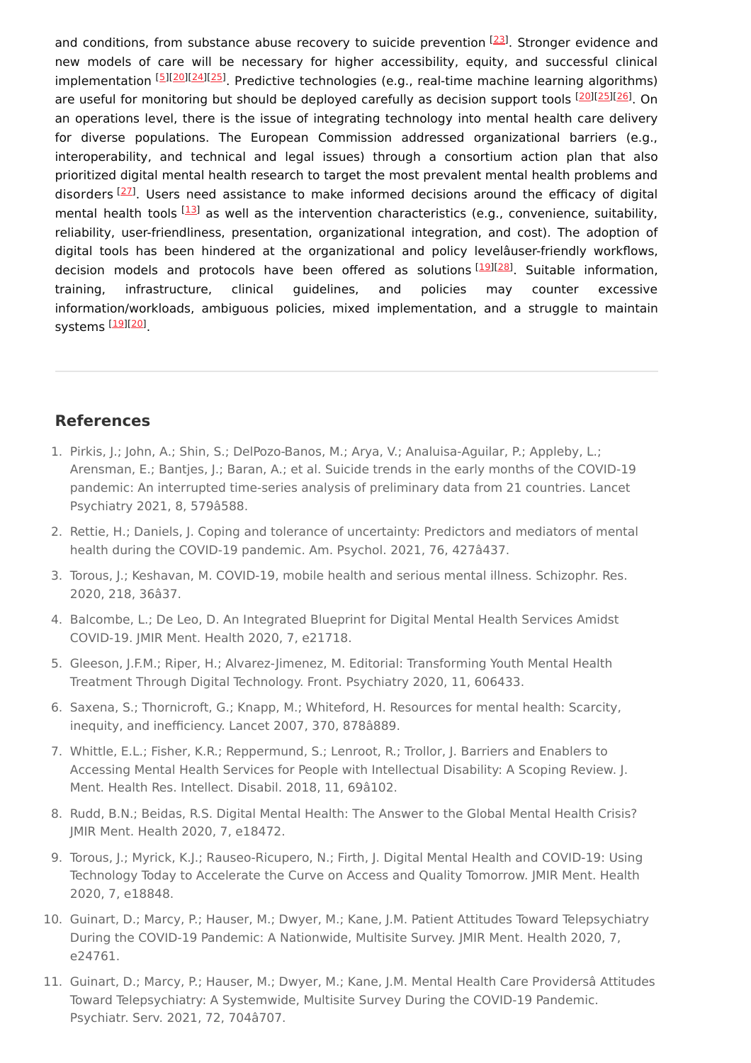and conditions, from substance abuse recovery to suicide prevention [23]. Stronger evidence and new models of care will be necessary for higher accessibility, equity, and successful clinical implementation [5][20][24][25]. Predictive technologies (e.g., real-time machine learning algorithms) are useful for monitoring but should be deployed carefully as decision support tools [20][25][26]. On an operations level, there is the issue of integrating technology into mental health care delivery for diverse populations. The European Commission addressed organizational barriers (e.g., interoperability, and technical and legal issues) through a consortium action plan that also prioritized digital mental health research to target the most prevalent mental health problems and disorders [27]. Users need assistance to make informed decisions around the efficacy of digital mental health tools [13] as well as the intervention characteristics (e.g., convenience, suitability, reliability, user-friendliness, presentation, organizational integration, and cost). The adoption of digital tools has been hindered at the organizational and policy levelâuser-friendly workflows, decision models and protocols have been offered as solutions [19][28]. Suitable information, training, infrastructure, clinical guidelines, and policies may counter excessive information/workloads, ambiguous policies, mixed implementation, and a struggle to maintain systems [19][20].

## References

1. Pirkis, J.; John, A.; Shin, S.; DelPozo-Banos, M.; Arya, V.; Analuisa-Aguilar, P.; Appleby, L.; Arensman, E.; Bantjes, J.; Baran, A.; et al. Suicide trends in the early months of the COVID-19 pandemic: An interrupted time-series analysis of preliminary data from 21 countries. Lancet Psychiatry 2021, 8, 579â588.
2. Rettie, H.; Daniels, J. Coping and tolerance of uncertainty: Predictors and mediators of mental health during the COVID-19 pandemic. Am. Psychol. 2021, 76, 427â437.
3. Torous, J.; Keshavan, M. COVID-19, mobile health and serious mental illness. Schizophr. Res. 2020, 218, 36â37.
4. Balcombe, L.; De Leo, D. An Integrated Blueprint for Digital Mental Health Services Amidst COVID-19. JMIR Ment. Health 2020, 7, e21718.
5. Gleeson, J.F.M.; Riper, H.; Alvarez-Jimenez, M. Editorial: Transforming Youth Mental Health Treatment Through Digital Technology. Front. Psychiatry 2020, 11, 606433.
6. Saxena, S.; Thornicroft, G.; Knapp, M.; Whiteford, H. Resources for mental health: Scarcity, inequity, and inefficiency. Lancet 2007, 370, 878â889.
7. Whittle, E.L.; Fisher, K.R.; Reppermund, S.; Lenroot, R.; Trollor, J. Barriers and Enablers to Accessing Mental Health Services for People with Intellectual Disability: A Scoping Review. J. Ment. Health Res. Intellect. Disabil. 2018, 11, 69â102.
8. Rudd, B.N.; Beidas, R.S. Digital Mental Health: The Answer to the Global Mental Health Crisis? JMIR Ment. Health 2020, 7, e18472.
9. Torous, J.; Myrick, K.J.; Rauseo-Ricupero, N.; Firth, J. Digital Mental Health and COVID-19: Using Technology Today to Accelerate the Curve on Access and Quality Tomorrow. JMIR Ment. Health 2020, 7, e18848.
10. Guinart, D.; Marcy, P.; Hauser, M.; Dwyer, M.; Kane, J.M. Patient Attitudes Toward Telepsychiatry During the COVID-19 Pandemic: A Nationwide, Multisite Survey. JMIR Ment. Health 2020, 7, e24761.
11. Guinart, D.; Marcy, P.; Hauser, M.; Dwyer, M.; Kane, J.M. Mental Health Care Providersâ Attitudes Toward Telepsychiatry: A Systemwide, Multisite Survey During the COVID-19 Pandemic. Psychiatr. Serv. 2021, 72, 704â707.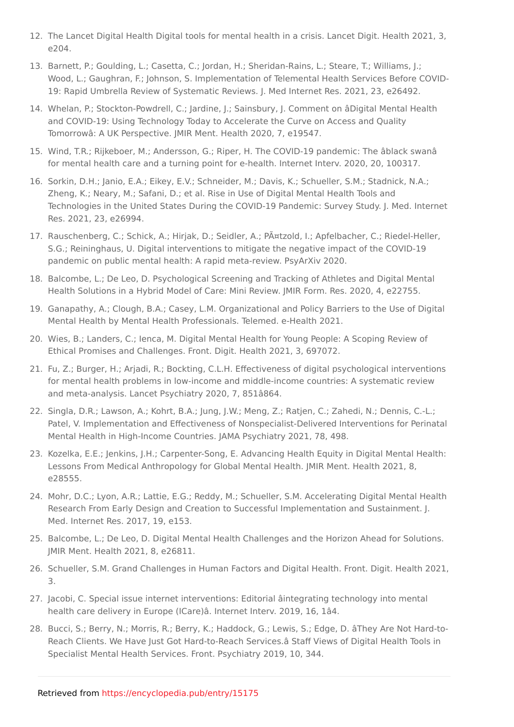12. The Lancet Digital Health Digital tools for mental health in a crisis. Lancet Digit. Health 2021, 3, e204.
13. Barnett, P.; Goulding, L.; Casetta, C.; Jordan, H.; Sheridan-Rains, L.; Steare, T.; Williams, J.; Wood, L.; Gaughran, F.; Johnson, S. Implementation of Telemental Health Services Before COVID-19: Rapid Umbrella Review of Systematic Reviews. J. Med Internet Res. 2021, 23, e26492.
14. Whelan, P.; Stockton-Powdrell, C.; Jardine, J.; Sainsbury, J. Comment on âDigital Mental Health and COVID-19: Using Technology Today to Accelerate the Curve on Access and Quality Tomorrowâ: A UK Perspective. JMIR Ment. Health 2020, 7, e19547.
15. Wind, T.R.; Rijkeboer, M.; Andersson, G.; Riper, H. The COVID-19 pandemic: The âblack swanâ for mental health care and a turning point for e-health. Internet Interv. 2020, 20, 100317.
16. Sorkin, D.H.; Janio, E.A.; Eikey, E.V.; Schneider, M.; Davis, K.; Schueller, S.M.; Stadnick, N.A.; Zheng, K.; Neary, M.; Safani, D.; et al. Rise in Use of Digital Mental Health Tools and Technologies in the United States During the COVID-19 Pandemic: Survey Study. J. Med. Internet Res. 2021, 23, e26994.
17. Rauschenberg, C.; Schick, A.; Hirjak, D.; Seidler, A.; PÃ¤tzold, I.; Apfelbacher, C.; Riedel-Heller, S.G.; Reininghaus, U. Digital interventions to mitigate the negative impact of the COVID-19 pandemic on public mental health: A rapid meta-review. PsyArXiv 2020.
18. Balcombe, L.; De Leo, D. Psychological Screening and Tracking of Athletes and Digital Mental Health Solutions in a Hybrid Model of Care: Mini Review. JMIR Form. Res. 2020, 4, e22755.
19. Ganapathy, A.; Clough, B.A.; Casey, L.M. Organizational and Policy Barriers to the Use of Digital Mental Health by Mental Health Professionals. Telemed. e-Health 2021.
20. Wies, B.; Landers, C.; Ienca, M. Digital Mental Health for Young People: A Scoping Review of Ethical Promises and Challenges. Front. Digit. Health 2021, 3, 697072.
21. Fu, Z.; Burger, H.; Arjadi, R.; Bockting, C.L.H. Effectiveness of digital psychological interventions for mental health problems in low-income and middle-income countries: A systematic review and meta-analysis. Lancet Psychiatry 2020, 7, 851â864.
22. Singla, D.R.; Lawson, A.; Kohrt, B.A.; Jung, J.W.; Meng, Z.; Ratjen, C.; Zahedi, N.; Dennis, C.-L.; Patel, V. Implementation and Effectiveness of Nonspecialist-Delivered Interventions for Perinatal Mental Health in High-Income Countries. JAMA Psychiatry 2021, 78, 498.
23. Kozelka, E.E.; Jenkins, J.H.; Carpenter-Song, E. Advancing Health Equity in Digital Mental Health: Lessons From Medical Anthropology for Global Mental Health. JMIR Ment. Health 2021, 8, e28555.
24. Mohr, D.C.; Lyon, A.R.; Lattie, E.G.; Reddy, M.; Schueller, S.M. Accelerating Digital Mental Health Research From Early Design and Creation to Successful Implementation and Sustainment. J. Med. Internet Res. 2017, 19, e153.
25. Balcombe, L.; De Leo, D. Digital Mental Health Challenges and the Horizon Ahead for Solutions. JMIR Ment. Health 2021, 8, e26811.
26. Schueller, S.M. Grand Challenges in Human Factors and Digital Health. Front. Digit. Health 2021, 3.
27. Jacobi, C. Special issue internet interventions: Editorial âintegrating technology into mental health care delivery in Europe (ICare)â. Internet Interv. 2019, 16, 1â4.
28. Bucci, S.; Berry, N.; Morris, R.; Berry, K.; Haddock, G.; Lewis, S.; Edge, D. âThey Are Not Hard-to-Reach Clients. We Have Just Got Hard-to-Reach Services.â Staff Views of Digital Health Tools in Specialist Mental Health Services. Front. Psychiatry 2019, 10, 344.

Retrieved from https://encyclopedia.pub/entry/15175